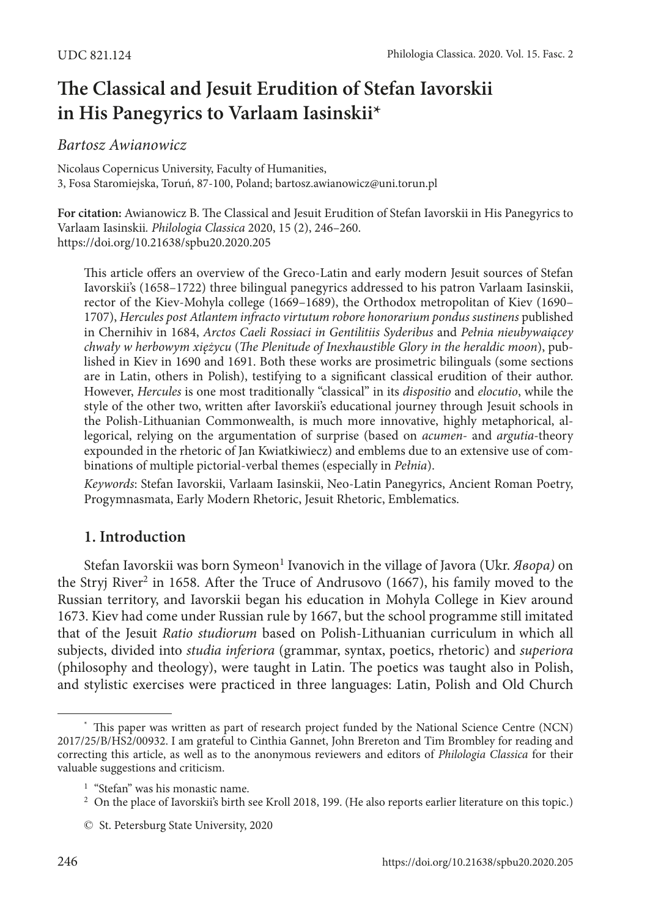UDC 821.124

# The Classical and Jesuit Erudition of Stefan Iavorskii in His Panegyrics to Varlaam Iasinskii*

*Bartosz Awianowicz*

Nicolaus Copernicus University, Faculty of Humanities,
3, Fosa Staromiejska, Toruń, 87-100, Poland; bartosz.awianowicz@uni.torun.pl

**For citation:** Awianowicz B. The Classical and Jesuit Erudition of Stefan Iavorskii in His Panegyrics to Varlaam Iasinskii. *Philologia Classica* 2020, 15 (2), 246–260. https://doi.org/10.21638/spbu20.2020.205

This article offers an overview of the Greco-Latin and early modern Jesuit sources of Stefan Iavorskii's (1658–1722) three bilingual panegyrics addressed to his patron Varlaam Iasinskii, rector of the Kiev-Mohyla college (1669–1689), the Orthodox metropolitan of Kiev (1690–1707), *Hercules post Atlantem infracto virtutum robore honorarium pondus sustinens* published in Chernihiv in 1684, *Arctos Caeli Rossiaci in Gentilitiis Syderibus* and *Pełnia nieubywaącey chwały w herbowym xiężycu* (*The Plenitude of Inexhaustible Glory in the heraldic moon*), published in Kiev in 1690 and 1691. Both these works are prosimetric bilinguals (some sections are in Latin, others in Polish), testifying to a significant classical erudition of their author. However, *Hercules* is one most traditionally "classical" in its *dispositio* and *elocutio*, while the style of the other two, written after Iavorskii's educational journey through Jesuit schools in the Polish-Lithuanian Commonwealth, is much more innovative, highly metaphorical, allegorical, relying on the argumentation of surprise (based on *acumen*- and *argutia*-theory expounded in the rhetoric of Jan Kwiatkiwiecz) and emblems due to an extensive use of combinations of multiple pictorial-verbal themes (especially in *Pełnia*).

*Keywords*: Stefan Iavorskii, Varlaam Iasinskii, Neo-Latin Panegyrics, Ancient Roman Poetry, Progymnasmata, Early Modern Rhetoric, Jesuit Rhetoric, Emblematics.

## 1. Introduction

Stefan Iavorskii was born Symeon[1] Ivanovich in the village of Javora (Ukr. *Явора)* on the Stryj River[2] in 1658. After the Truce of Andrusovo (1667), his family moved to the Russian territory, and Iavorskii began his education in Mohyla College in Kiev around 1673. Kiev had come under Russian rule by 1667, but the school programme still imitated that of the Jesuit *Ratio studiorum* based on Polish-Lithuanian curriculum in which all subjects, divided into *studia inferiora* (grammar, syntax, poetics, rhetoric) and *superiora* (philosophy and theology), were taught in Latin. The poetics was taught also in Polish, and stylistic exercises were practiced in three languages: Latin, Polish and Old Church

---

\* This paper was written as part of research project funded by the National Science Centre (NCN) 2017/25/B/HS2/00932. I am grateful to Cinthia Gannet, John Brereton and Tim Brombley for reading and correcting this article, as well as to the anonymous reviewers and editors of *Philologia Classica* for their valuable suggestions and criticism.

[1] "Stefan" was his monastic name.

[2] On the place of Iavorskii's birth see Kroll 2018, 199. (He also reports earlier literature on this topic.)

© St. Petersburg State University, 2020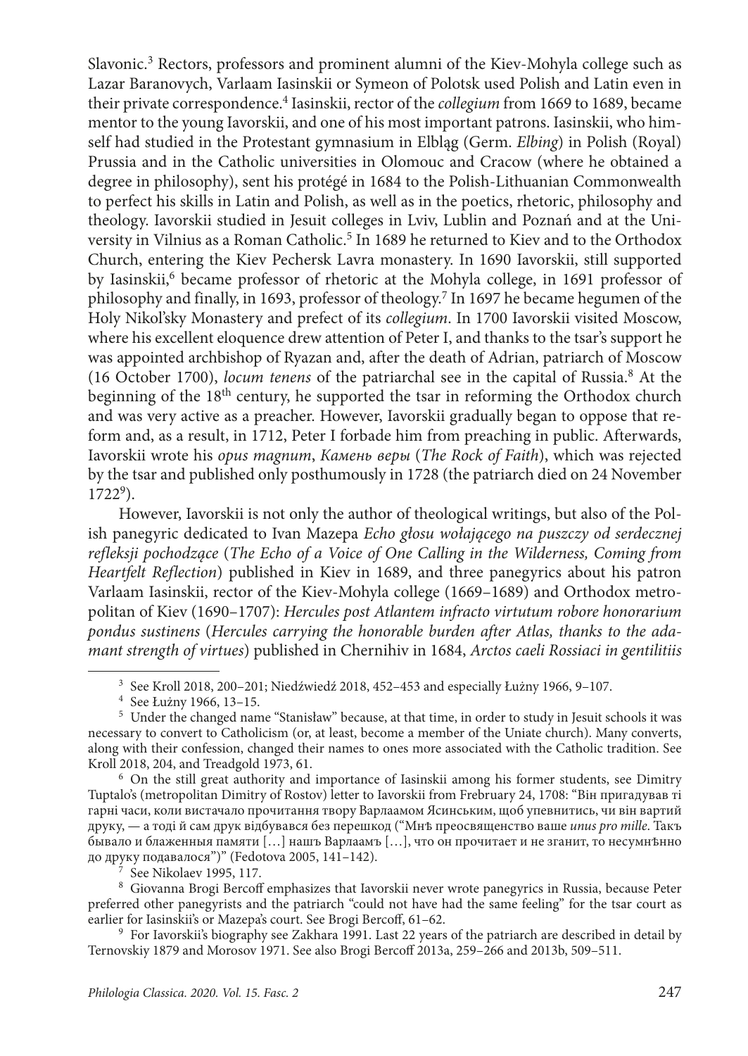Slavonic.[3] Rectors, professors and prominent alumni of the Kiev-Mohyla college such as Lazar Baranovych, Varlaam Iasinskii or Symeon of Polotsk used Polish and Latin even in their private correspondence.[4] Iasinskii, rector of the *collegium* from 1669 to 1689, became mentor to the young Iavorskii, and one of his most important patrons. Iasinskii, who himself had studied in the Protestant gymnasium in Elbląg (Germ. *Elbing*) in Polish (Royal) Prussia and in the Catholic universities in Olomouc and Cracow (where he obtained a degree in philosophy), sent his protégé in 1684 to the Polish-Lithuanian Commonwealth to perfect his skills in Latin and Polish, as well as in the poetics, rhetoric, philosophy and theology. Iavorskii studied in Jesuit colleges in Lviv, Lublin and Poznań and at the University in Vilnius as a Roman Catholic.[5] In 1689 he returned to Kiev and to the Orthodox Church, entering the Kiev Pechersk Lavra monastery. In 1690 Iavorskii, still supported by Iasinskii,[6] became professor of rhetoric at the Mohyla college, in 1691 professor of philosophy and finally, in 1693, professor of theology.[7] In 1697 he became hegumen of the Holy Nikol'sky Monastery and prefect of its *collegium*. In 1700 Iavorskii visited Moscow, where his excellent eloquence drew attention of Peter I, and thanks to the tsar's support he was appointed archbishop of Ryazan and, after the death of Adrian, patriarch of Moscow (16 October 1700), *locum tenens* of the patriarchal see in the capital of Russia.[8] At the beginning of the 18th century, he supported the tsar in reforming the Orthodox church and was very active as a preacher. However, Iavorskii gradually began to oppose that reform and, as a result, in 1712, Peter I forbade him from preaching in public. Afterwards, Iavorskii wrote his *opus magnum*, *Камень веры* (*The Rock of Faith*), which was rejected by the tsar and published only posthumously in 1728 (the patriarch died on 24 November 1722[9]).

However, Iavorskii is not only the author of theological writings, but also of the Polish panegyric dedicated to Ivan Mazepa *Echo głosu wołającego na puszczy od serdecznej refleksji pochodzące* (*The Echo of a Voice of One Calling in the Wilderness, Coming from Heartfelt Reflection*) published in Kiev in 1689, and three panegyrics about his patron Varlaam Iasinskii, rector of the Kiev-Mohyla college (1669–1689) and Orthodox metropolitan of Kiev (1690–1707): *Hercules post Atlantem infracto virtutum robore honorarium pondus sustinens* (*Hercules carrying the honorable burden after Atlas, thanks to the adamant strength of virtues*) published in Chernihiv in 1684, *Arctos caeli Rossiaci in gentilitiis*

---

[3] See Kroll 2018, 200–201; Niedźwiedź 2018, 452–453 and especially Łużny 1966, 9–107.

[4] See Łużny 1966, 13–15.

[5] Under the changed name "Stanisław" because, at that time, in order to study in Jesuit schools it was necessary to convert to Catholicism (or, at least, become a member of the Uniate church). Many converts, along with their confession, changed their names to ones more associated with the Catholic tradition. See Kroll 2018, 204, and Treadgold 1973, 61.

[6] On the still great authority and importance of Iasinskii among his former students, see Dimitry Tuptalo's (metropolitan Dimitry of Rostov) letter to Iavorskii from Frebruary 24, 1708: "Він пригадував ті гарні часи, коли вистачало прочитання твору Варлаамом Ясинським, щоб упевнитись, чи він вартий друку, — а тоді й сам друк відбувався без перешкод ("Мнѣ преосвященство ваше *unus pro mille*. Такъ бывало и блаженныя памяти […] нашъ Варлаамъ […], что он прочитает и не зганит, то несумнѣнно до друку подавалося")" (Fedotova 2005, 141–142).

[7] See Nikolaev 1995, 117.

[8] Giovanna Brogi Bercoff emphasizes that Iavorskii never wrote panegyrics in Russia, because Peter preferred other panegyrists and the patriarch "could not have had the same feeling" for the tsar court as earlier for Iasinskii's or Mazepa's court. See Brogi Bercoff, 61–62.

[9] For Iavorskii's biography see Zakhara 1991. Last 22 years of the patriarch are described in detail by Ternovskiy 1879 and Morosov 1971. See also Brogi Bercoff 2013a, 259–266 and 2013b, 509–511.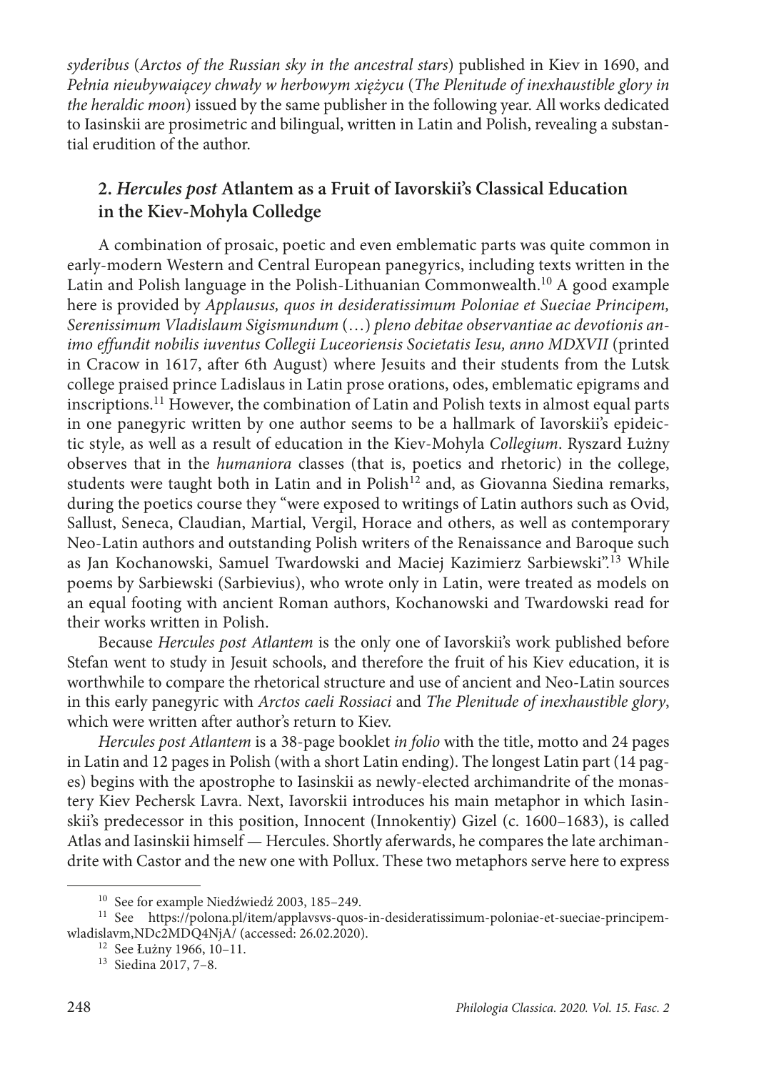*syderibus* (*Arctos of the Russian sky in the ancestral stars*) published in Kiev in 1690, and *Pełnia nieubywaiącey chwały w herbowym xiężycu* (*The Plenitude of inexhaustible glory in the heraldic moon*) issued by the same publisher in the following year. All works dedicated to Iasinskii are prosimetric and bilingual, written in Latin and Polish, revealing a substantial erudition of the author.

## 2. *Hercules post* Atlantem as a Fruit of Iavorskii's Classical Education in the Kiev-Mohyla Colledge

A combination of prosaic, poetic and even emblematic parts was quite common in early-modern Western and Central European panegyrics, including texts written in the Latin and Polish language in the Polish-Lithuanian Commonwealth.[10] A good example here is provided by *Applausus, quos in desideratissimum Poloniae et Sueciae Principem, Serenissimum Vladislaum Sigismundum* (…) *pleno debitae observantiae ac devotionis animo effundit nobilis iuventus Collegii Luceoriensis Societatis Iesu, anno MDXVII* (printed in Cracow in 1617, after 6th August) where Jesuits and their students from the Lutsk college praised prince Ladislaus in Latin prose orations, odes, emblematic epigrams and inscriptions.[11] However, the combination of Latin and Polish texts in almost equal parts in one panegyric written by one author seems to be a hallmark of Iavorskii's epideictic style, as well as a result of education in the Kiev-Mohyla *Collegium*. Ryszard Łużny observes that in the *humaniora* classes (that is, poetics and rhetoric) in the college, students were taught both in Latin and in Polish[12] and, as Giovanna Siedina remarks, during the poetics course they "were exposed to writings of Latin authors such as Ovid, Sallust, Seneca, Claudian, Martial, Vergil, Horace and others, as well as contemporary Neo-Latin authors and outstanding Polish writers of the Renaissance and Baroque such as Jan Kochanowski, Samuel Twardowski and Maciej Kazimierz Sarbiewski".[13] While poems by Sarbiewski (Sarbievius), who wrote only in Latin, were treated as models on an equal footing with ancient Roman authors, Kochanowski and Twardowski read for their works written in Polish.

Because *Hercules post Atlantem* is the only one of Iavorskii's work published before Stefan went to study in Jesuit schools, and therefore the fruit of his Kiev education, it is worthwhile to compare the rhetorical structure and use of ancient and Neo-Latin sources in this early panegyric with *Arctos caeli Rossiaci* and *The Plenitude of inexhaustible glory*, which were written after author's return to Kiev.

*Hercules post Atlantem* is a 38-page booklet *in folio* with the title, motto and 24 pages in Latin and 12 pages in Polish (with a short Latin ending). The longest Latin part (14 pages) begins with the apostrophe to Iasinskii as newly-elected archimandrite of the monastery Kiev Pechersk Lavra. Next, Iavorskii introduces his main metaphor in which Iasinskii's predecessor in this position, Innocent (Innokentiy) Gizel (c. 1600–1683), is called Atlas and Iasinskii himself — Hercules. Shortly aferwards, he compares the late archimandrite with Castor and the new one with Pollux. These two metaphors serve here to express

---

[10] See for example Niedźwiedź 2003, 185–249.

[11] See https://polona.pl/item/applavsvs-quos-in-desideratissimum-poloniae-et-sueciae-principem-wladislavm,NDc2MDQ4NjA/ (accessed: 26.02.2020).

[12] See Łużny 1966, 10–11.

[13] Siedina 2017, 7–8.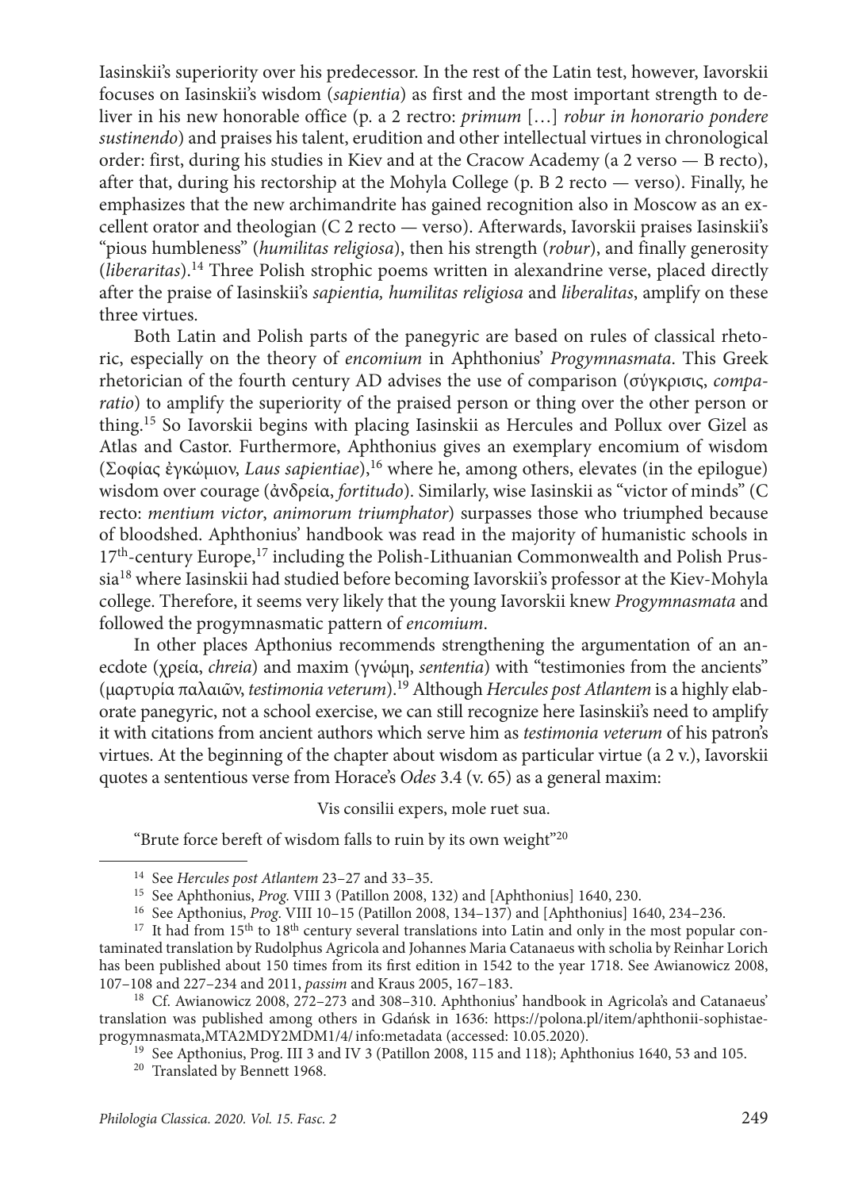Iasinskii's superiority over his predecessor. In the rest of the Latin test, however, Iavorskii focuses on Iasinskii's wisdom (*sapientia*) as first and the most important strength to deliver in his new honorable office (p. a 2 rectro: *primum* […] *robur in honorario pondere sustinendo*) and praises his talent, erudition and other intellectual virtues in chronological order: first, during his studies in Kiev and at the Cracow Academy (a 2 verso — B recto), after that, during his rectorship at the Mohyla College (p. B 2 recto — verso). Finally, he emphasizes that the new archimandrite has gained recognition also in Moscow as an excellent orator and theologian (C 2 recto — verso). Afterwards, Iavorskii praises Iasinskii's "pious humbleness" (*humilitas religiosa*), then his strength (*robur*), and finally generosity (*liberaritas*).[14] Three Polish strophic poems written in alexandrine verse, placed directly after the praise of Iasinskii's *sapientia, humilitas religiosa* and *liberalitas*, amplify on these three virtues.

Both Latin and Polish parts of the panegyric are based on rules of classical rhetoric, especially on the theory of *encomium* in Aphthonius' *Progymnasmata*. This Greek rhetorician of the fourth century AD advises the use of comparison (σύγκρισις, *comparatio*) to amplify the superiority of the praised person or thing over the other person or thing.[15] So Iavorskii begins with placing Iasinskii as Hercules and Pollux over Gizel as Atlas and Castor. Furthermore, Aphthonius gives an exemplary encomium of wisdom (Σοφίας ἐγκώμιον, *Laus sapientiae*),[16] where he, among others, elevates (in the epilogue) wisdom over courage (ἀνδρεία, *fortitudo*). Similarly, wise Iasinskii as "victor of minds" (C recto: *mentium victor*, *animorum triumphator*) surpasses those who triumphed because of bloodshed. Aphthonius' handbook was read in the majority of humanistic schools in 17th-century Europe,[17] including the Polish-Lithuanian Commonwealth and Polish Prussia[18] where Iasinskii had studied before becoming Iavorskii's professor at the Kiev-Mohyla college. Therefore, it seems very likely that the young Iavorskii knew *Progymnasmata* and followed the progymnasmatic pattern of *encomium*.

In other places Apthonius recommends strengthening the argumentation of an anecdote (χρεία, *chreia*) and maxim (γνώμη, *sententia*) with "testimonies from the ancients" (μαρτυρία παλαιῶν, *testimonia veterum*).[19] Although *Hercules post Atlantem* is a highly elaborate panegyric, not a school exercise, we can still recognize here Iasinskii's need to amplify it with citations from ancient authors which serve him as *testimonia veterum* of his patron's virtues. At the beginning of the chapter about wisdom as particular virtue (a 2 v.), Iavorskii quotes a sententious verse from Horace's *Odes* 3.4 (v. 65) as a general maxim:

Vis consilii expers, mole ruet sua.

"Brute force bereft of wisdom falls to ruin by its own weight"[20]

---

[14] See *Hercules post Atlantem* 23–27 and 33–35.

[15] See Aphthonius, *Prog.* VIII 3 (Patillon 2008, 132) and [Aphthonius] 1640, 230.

[16] See Apthonius, *Prog.* VIII 10–15 (Patillon 2008, 134–137) and [Aphthonius] 1640, 234–236.

[17] It had from 15th to 18th century several translations into Latin and only in the most popular contaminated translation by Rudolphus Agricola and Johannes Maria Catanaeus with scholia by Reinhar Lorich has been published about 150 times from its first edition in 1542 to the year 1718. See Awianowicz 2008, 107–108 and 227–234 and 2011, *passim* and Kraus 2005, 167–183.

[18] Cf. Awianowicz 2008, 272–273 and 308–310. Aphthonius' handbook in Agricola's and Catanaeus' translation was published among others in Gdańsk in 1636: https://polona.pl/item/aphthonii-sophistae-progymnasmata,MTA2MDY2MDM1/4/ info:metadata (accessed: 10.05.2020).

[19] See Apthonius, Prog. III 3 and IV 3 (Patillon 2008, 115 and 118); Aphthonius 1640, 53 and 105.

[20] Translated by Bennett 1968.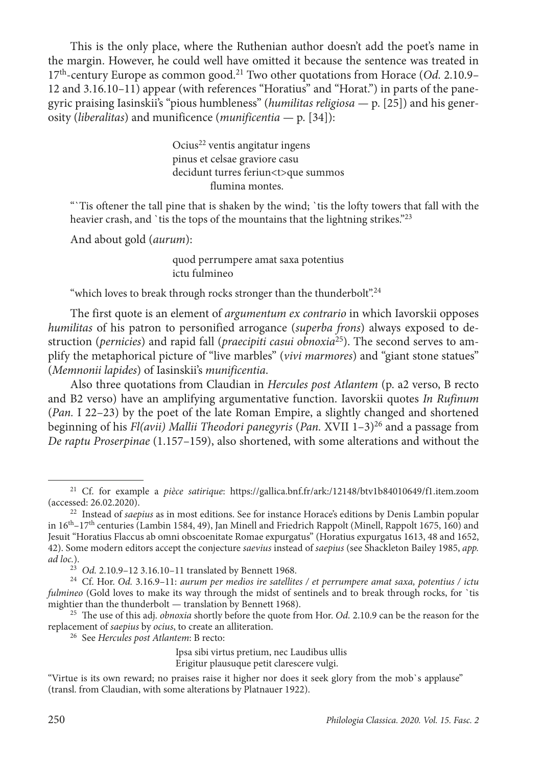This is the only place, where the Ruthenian author doesn't add the poet's name in the margin. However, he could well have omitted it because the sentence was treated in 17th-century Europe as common good.[21] Two other quotations from Horace (*Od.* 2.10.9–12 and 3.16.10–11) appear (with references "Horatius" and "Horat.") in parts of the panegyric praising Iasinskii's "pious humbleness" (*humilitas religiosa* — p. [25]) and his generosity (*liberalitas*) and munificence (*munificentia* — p. [34]):

> Ocius[22] ventis angitatur ingens
> pinus et celsae graviore casu
> decidunt turres feriun<t>que summos
> flumina montes.

"`Tis oftener the tall pine that is shaken by the wind; `tis the lofty towers that fall with the heavier crash, and `tis the tops of the mountains that the lightning strikes."[23]

And about gold (*aurum*):

> quod perrumpere amat saxa potentius
> ictu fulmineo

"which loves to break through rocks stronger than the thunderbolt".[24]

The first quote is an element of *argumentum ex contrario* in which Iavorskii opposes *humilitas* of his patron to personified arrogance (*superba frons*) always exposed to destruction (*pernicies*) and rapid fall (*praecipiti casui obnoxia*[25]). The second serves to amplify the metaphorical picture of "live marbles" (*vivi marmores*) and "giant stone statues" (*Memnonii lapides*) of Iasinskii's *munificentia*.

Also three quotations from Claudian in *Hercules post Atlantem* (p. a2 verso, B recto and B2 verso) have an amplifying argumentative function. Iavorskii quotes *In Rufinum* (*Pan.* I 22–23) by the poet of the late Roman Empire, a slightly changed and shortened beginning of his *Fl(avii) Mallii Theodori panegyris* (*Pan.* XVII 1–3)[26] and a passage from *De raptu Proserpinae* (1.157–159), also shortened, with some alterations and without the

---

[21] Cf. for example a *pièce satirique*: https://gallica.bnf.fr/ark:/12148/btv1b84010649/f1.item.zoom (accessed: 26.02.2020).

[22] Instead of *saepius* as in most editions. See for instance Horace's editions by Denis Lambin popular in 16th–17th centuries (Lambin 1584, 49), Jan Minell and Friedrich Rappolt (Minell, Rappolt 1675, 160) and Jesuit "Horatius Flaccus ab omni obscoenitate Romae expurgatus" (Horatius expurgatus 1613, 48 and 1652, 42). Some modern editors accept the conjecture *saevius* instead of *saepius* (see Shackleton Bailey 1985, *app. ad loc.*).

[23] *Od.* 2.10.9–12 3.16.10–11 translated by Bennett 1968.

[24] Cf. Hor. *Od.* 3.16.9–11: *aurum per medios ire satellites / et perrumpere amat saxa, potentius / ictu fulmineo* (Gold loves to make its way through the midst of sentinels and to break through rocks, for `tis mightier than the thunderbolt — translation by Bennett 1968).

[25] The use of this adj. *obnoxia* shortly before the quote from Hor. *Od.* 2.10.9 can be the reason for the replacement of *saepius* by *ocius*, to create an alliteration.

[26] See *Hercules post Atlantem*: B recto:

> Ipsa sibi virtus pretium, nec Laudibus ullis
> Erigitur plausuque petit clarescere vulgi.

"Virtue is its own reward; no praises raise it higher nor does it seek glory from the mob`s applause" (transl. from Claudian, with some alterations by Platnauer 1922).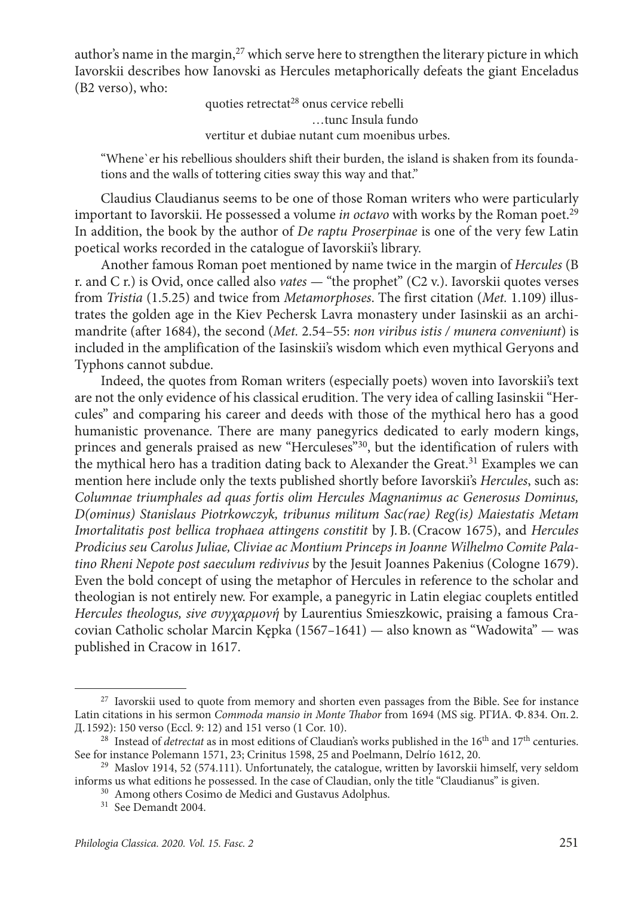author's name in the margin,[27] which serve here to strengthen the literary picture in which Iavorskii describes how Ianovski as Hercules metaphorically defeats the giant Enceladus (B2 verso), who:

> quoties retrectat[28] onus cervice rebelli
> …tunc Insula fundo
> vertitur et dubiae nutant cum moenibus urbes.

"Whene`er his rebellious shoulders shift their burden, the island is shaken from its foundations and the walls of tottering cities sway this way and that."

Claudius Claudianus seems to be one of those Roman writers who were particularly important to Iavorskii. He possessed a volume *in octavo* with works by the Roman poet.[29] In addition, the book by the author of *De raptu Proserpinae* is one of the very few Latin poetical works recorded in the catalogue of Iavorskii's library.

Another famous Roman poet mentioned by name twice in the margin of *Hercules* (B r. and C r.) is Ovid, once called also *vates* — "the prophet" (C2 v.). Iavorskii quotes verses from *Tristia* (1.5.25) and twice from *Metamorphoses*. The first citation (*Met.* 1.109) illustrates the golden age in the Kiev Pechersk Lavra monastery under Iasinskii as an archimandrite (after 1684), the second (*Met.* 2.54–55: *non viribus istis / munera conveniunt*) is included in the amplification of the Iasinskii's wisdom which even mythical Geryons and Typhons cannot subdue.

Indeed, the quotes from Roman writers (especially poets) woven into Iavorskii's text are not the only evidence of his classical erudition. The very idea of calling Iasinskii "Hercules" and comparing his career and deeds with those of the mythical hero has a good humanistic provenance. There are many panegyrics dedicated to early modern kings, princes and generals praised as new "Herculeses"[30], but the identification of rulers with the mythical hero has a tradition dating back to Alexander the Great.[31] Examples we can mention here include only the texts published shortly before Iavorskii's *Hercules*, such as: *Columnae triumphales ad quas fortis olim Hercules Magnanimus ac Generosus Dominus, D(ominus) Stanislaus Piotrkowczyk, tribunus militum Sac(rae) Reg(is) Maiestatis Metam Imortalitatis post bellica trophaea attingens constitit* by J.B. (Cracow 1675), and *Hercules Prodicius seu Carolus Juliae, Cliviae ac Montium Princeps in Joanne Wilhelmo Comite Palatino Rheni Nepote post saeculum redivivus* by the Jesuit Joannes Pakenius (Cologne 1679). Even the bold concept of using the metaphor of Hercules in reference to the scholar and theologian is not entirely new. For example, a panegyric in Latin elegiac couplets entitled *Hercules theologus, sive συγχαρμονή* by Laurentius Smieszkowic, praising a famous Cracovian Catholic scholar Marcin Kępka (1567–1641) — also known as "Wadowita" — was published in Cracow in 1617.

---

[27] Iavorskii used to quote from memory and shorten even passages from the Bible. See for instance Latin citations in his sermon *Commoda mansio in Monte Thabor* from 1694 (MS sig. РГИА. Ф. 834. Оп. 2. Д. 1592): 150 verso (Eccl. 9: 12) and 151 verso (1 Cor. 10).

[28] Instead of *detrectat* as in most editions of Claudian's works published in the 16th and 17th centuries. See for instance Polemann 1571, 23; Crinitus 1598, 25 and Poelmann, Delrío 1612, 20.

[29] Maslov 1914, 52 (574.111). Unfortunately, the catalogue, written by Iavorskii himself, very seldom informs us what editions he possessed. In the case of Claudian, only the title "Claudianus" is given.

[30] Among others Cosimo de Medici and Gustavus Adolphus.

[31] See Demandt 2004.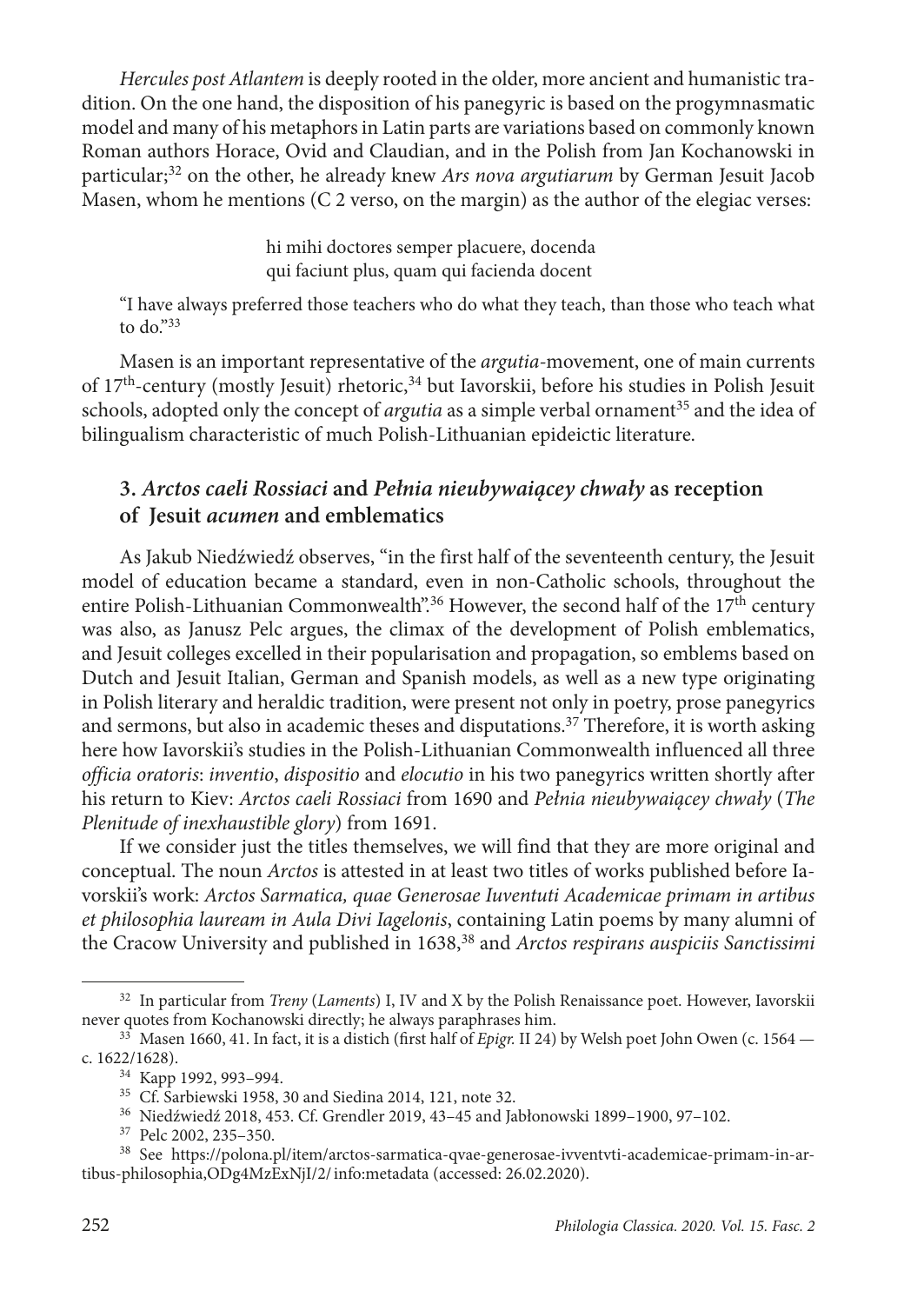*Hercules post Atlantem* is deeply rooted in the older, more ancient and humanistic tradition. On the one hand, the disposition of his panegyric is based on the progymnasmatic model and many of his metaphors in Latin parts are variations based on commonly known Roman authors Horace, Ovid and Claudian, and in the Polish from Jan Kochanowski in particular;[32] on the other, he already knew *Ars nova argutiarum* by German Jesuit Jacob Masen, whom he mentions (C 2 verso, on the margin) as the author of the elegiac verses:

> hi mihi doctores semper placuere, docenda
> qui faciunt plus, quam qui facienda docent

"I have always preferred those teachers who do what they teach, than those who teach what to do."[33]

Masen is an important representative of the *argutia*-movement, one of main currents of 17th-century (mostly Jesuit) rhetoric,[34] but Iavorskii, before his studies in Polish Jesuit schools, adopted only the concept of *argutia* as a simple verbal ornament[35] and the idea of bilingualism characteristic of much Polish-Lithuanian epideictic literature.

## 3. *Arctos caeli Rossiaci* and *Pełnia nieubywaiącey chwały* as reception of Jesuit *acumen* and emblematics

As Jakub Niedźwiedź observes, "in the first half of the seventeenth century, the Jesuit model of education became a standard, even in non-Catholic schools, throughout the entire Polish-Lithuanian Commonwealth".[36] However, the second half of the 17th century was also, as Janusz Pelc argues, the climax of the development of Polish emblematics, and Jesuit colleges excelled in their popularisation and propagation, so emblems based on Dutch and Jesuit Italian, German and Spanish models, as well as a new type originating in Polish literary and heraldic tradition, were present not only in poetry, prose panegyrics and sermons, but also in academic theses and disputations.[37] Therefore, it is worth asking here how Iavorskii's studies in the Polish-Lithuanian Commonwealth influenced all three *officia oratoris*: *inventio*, *dispositio* and *elocutio* in his two panegyrics written shortly after his return to Kiev: *Arctos caeli Rossiaci* from 1690 and *Pełnia nieubywaiącey chwały* (*The Plenitude of inexhaustible glory*) from 1691.

If we consider just the titles themselves, we will find that they are more original and conceptual. The noun *Arctos* is attested in at least two titles of works published before Iavorskii's work: *Arctos Sarmatica, quae Generosae Iuventuti Academicae primam in artibus et philosophia lauream in Aula Divi Iagelonis*, containing Latin poems by many alumni of the Cracow University and published in 1638,[38] and *Arctos respirans auspiciis Sanctissimi*

---

[32] In particular from *Treny* (*Laments*) I, IV and X by the Polish Renaissance poet. However, Iavorskii never quotes from Kochanowski directly; he always paraphrases him.

[33] Masen 1660, 41. In fact, it is a distich (first half of *Epigr.* II 24) by Welsh poet John Owen (c. 1564 — c. 1622/1628).

[34] Kapp 1992, 993–994.

[35] Cf. Sarbiewski 1958, 30 and Siedina 2014, 121, note 32.

[36] Niedźwiedź 2018, 453. Cf. Grendler 2019, 43–45 and Jabłonowski 1899–1900, 97–102.

[37] Pelc 2002, 235–350.

[38] See https://polona.pl/item/arctos-sarmatica-qvae-generosae-ivventvti-academicae-primam-in-artibus-philosophia,ODg4MzExNjI/2/ info:metadata (accessed: 26.02.2020).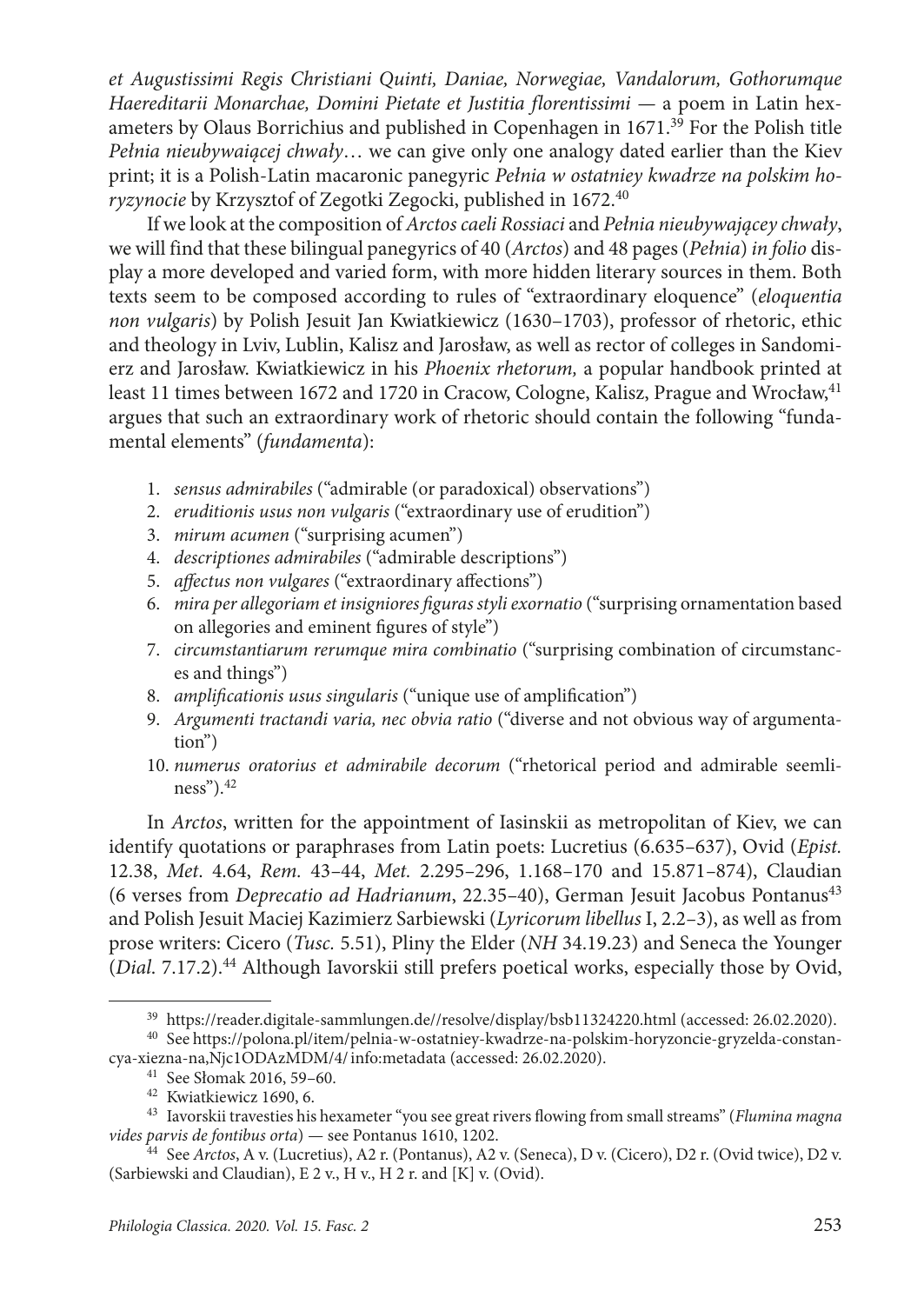*et Augustissimi Regis Christiani Quinti, Daniae, Norwegiae, Vandalorum, Gothorumque Haereditarii Monarchae, Domini Pietate et Justitia florentissimi* — a poem in Latin hexameters by Olaus Borrichius and published in Copenhagen in 1671.[39] For the Polish title *Pełnia nieubywaiącej chwały*… we can give only one analogy dated earlier than the Kiev print; it is a Polish-Latin macaronic panegyric *Pełnia w ostatniey kwadrze na polskim horyzynocie* by Krzysztof of Zegotki Zegocki, published in 1672.[40]

If we look at the composition of *Arctos caeli Rossiaci* and *Pełnia nieubywającey chwały*, we will find that these bilingual panegyrics of 40 (*Arctos*) and 48 pages (*Pełnia*) *in folio* display a more developed and varied form, with more hidden literary sources in them. Both texts seem to be composed according to rules of "extraordinary eloquence" (*eloquentia non vulgaris*) by Polish Jesuit Jan Kwiatkiewicz (1630–1703), professor of rhetoric, ethic and theology in Lviv, Lublin, Kalisz and Jarosław, as well as rector of colleges in Sandomierz and Jarosław. Kwiatkiewicz in his *Phoenix rhetorum,* a popular handbook printed at least 11 times between 1672 and 1720 in Cracow, Cologne, Kalisz, Prague and Wrocław,[41] argues that such an extraordinary work of rhetoric should contain the following "fundamental elements" (*fundamenta*):

1. *sensus admirabiles* ("admirable (or paradoxical) observations")
2. *eruditionis usus non vulgaris* ("extraordinary use of erudition")
3. *mirum acumen* ("surprising acumen")
4. *descriptiones admirabiles* ("admirable descriptions")
5. *affectus non vulgares* ("extraordinary affections")
6. *mira per allegoriam et insigniores figuras styli exornatio* ("surprising ornamentation based on allegories and eminent figures of style")
7. *circumstantiarum rerumque mira combinatio* ("surprising combination of circumstances and things")
8. *amplificationis usus singularis* ("unique use of amplification")
9. *Argumenti tractandi varia, nec obvia ratio* ("diverse and not obvious way of argumentation")
10. *numerus oratorius et admirabile decorum* ("rhetorical period and admirable seemliness").[42]

In *Arctos*, written for the appointment of Iasinskii as metropolitan of Kiev, we can identify quotations or paraphrases from Latin poets: Lucretius (6.635–637), Ovid (*Epist.* 12.38, *Met.* 4.64, *Rem.* 43–44, *Met.* 2.295–296, 1.168–170 and 15.871–874), Claudian (6 verses from *Deprecatio ad Hadrianum*, 22.35–40), German Jesuit Jacobus Pontanus[43] and Polish Jesuit Maciej Kazimierz Sarbiewski (*Lyricorum libellus* I, 2.2–3), as well as from prose writers: Cicero (*Tusc.* 5.51), Pliny the Elder (*NH* 34.19.23) and Seneca the Younger (*Dial.* 7.17.2).[44] Although Iavorskii still prefers poetical works, especially those by Ovid,

---

[39] https://reader.digitale-sammlungen.de//resolve/display/bsb11324220.html (accessed: 26.02.2020).

[40] See https://polona.pl/item/pelnia-w-ostatniey-kwadrze-na-polskim-horyzoncie-gryzelda-constancya-xiezna-na,Njc1ODAzMDM/4/ info:metadata (accessed: 26.02.2020).

[41] See Słomak 2016, 59–60.

[42] Kwiatkiewicz 1690, 6.

[43] Iavorskii travesties his hexameter "you see great rivers flowing from small streams" (*Flumina magna vides parvis de fontibus orta*) — see Pontanus 1610, 1202.

[44] See *Arctos*, A v. (Lucretius), A2 r. (Pontanus), A2 v. (Seneca), D v. (Cicero), D2 r. (Ovid twice), D2 v. (Sarbiewski and Claudian), E 2 v., H v., H 2 r. and [K] v. (Ovid).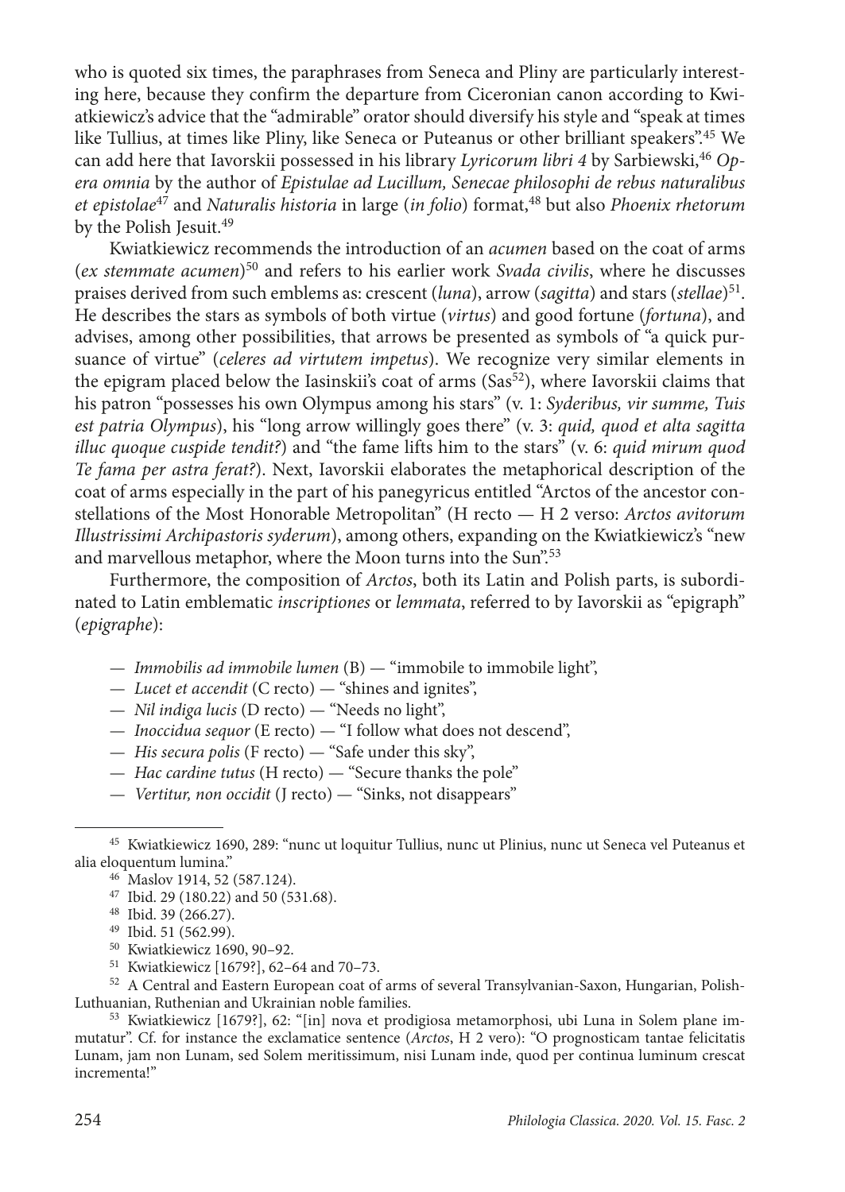who is quoted six times, the paraphrases from Seneca and Pliny are particularly interesting here, because they confirm the departure from Ciceronian canon according to Kwiatkiewicz's advice that the "admirable" orator should diversify his style and "speak at times like Tullius, at times like Pliny, like Seneca or Puteanus or other brilliant speakers".[45] We can add here that Iavorskii possessed in his library *Lyricorum libri 4* by Sarbiewski,[46] *Opera omnia* by the author of *Epistulae ad Lucillum*, *Senecae philosophi de rebus naturalibus et epistolae*[47] and *Naturalis historia* in large (*in folio*) format,[48] but also *Phoenix rhetorum* by the Polish Jesuit.[49]

Kwiatkiewicz recommends the introduction of an *acumen* based on the coat of arms (*ex stemmate acumen*)[50] and refers to his earlier work *Svada civilis*, where he discusses praises derived from such emblems as: crescent (*luna*), arrow (*sagitta*) and stars (*stellae*)[51]. He describes the stars as symbols of both virtue (*virtus*) and good fortune (*fortuna*), and advises, among other possibilities, that arrows be presented as symbols of "a quick pursuance of virtue" (*celeres ad virtutem impetus*). We recognize very similar elements in the epigram placed below the Iasinskii's coat of arms (Sas[52]), where Iavorskii claims that his patron "possesses his own Olympus among his stars" (v. 1: *Syderibus, vir summe, Tuis est patria Olympus*), his "long arrow willingly goes there" (v. 3: *quid, quod et alta sagitta illuc quoque cuspide tendit?*) and "the fame lifts him to the stars" (v. 6: *quid mirum quod Te fama per astra ferat?*). Next, Iavorskii elaborates the metaphorical description of the coat of arms especially in the part of his panegyricus entitled "Arctos of the ancestor constellations of the Most Honorable Metropolitan" (H recto — H 2 verso: *Arctos avitorum Illustrissimi Archipastoris syderum*), among others, expanding on the Kwiatkiewicz's "new and marvellous metaphor, where the Moon turns into the Sun".[53]

Furthermore, the composition of *Arctos*, both its Latin and Polish parts, is subordinated to Latin emblematic *inscriptiones* or *lemmata*, referred to by Iavorskii as "epigraph" (*epigraphe*):

- *Immobilis ad immobile lumen* (B) — "immobile to immobile light",
- *Lucet et accendit* (C recto) — "shines and ignites",
- *Nil indiga lucis* (D recto) — "Needs no light",
- *Inoccidua sequor* (E recto) — "I follow what does not descend",
- *His secura polis* (F recto) — "Safe under this sky",
- *Hac cardine tutus* (H recto) — "Secure thanks the pole"
- *Vertitur, non occidit* (J recto) — "Sinks, not disappears"

---

[45] Kwiatkiewicz 1690, 289: "nunc ut loquitur Tullius, nunc ut Plinius, nunc ut Seneca vel Puteanus et alia eloquentum lumina."

[46] Maslov 1914, 52 (587.124).

[47] Ibid. 29 (180.22) and 50 (531.68).

[48] Ibid. 39 (266.27).

[49] Ibid. 51 (562.99).

[50] Kwiatkiewicz 1690, 90–92.

[51] Kwiatkiewicz [1679?], 62–64 and 70–73.

[52] A Central and Eastern European coat of arms of several Transylvanian-Saxon, Hungarian, Polish-Luthuanian, Ruthenian and Ukrainian noble families.

[53] Kwiatkiewicz [1679?], 62: "[in] nova et prodigiosa metamorphosi, ubi Luna in Solem plane immutatur". Cf. for instance the exclamatice sentence (*Arctos*, H 2 vero): "O prognosticam tantae felicitatis Lunam, jam non Lunam, sed Solem meritissimum, nisi Lunam inde, quod per continua luminum crescat incrementa!"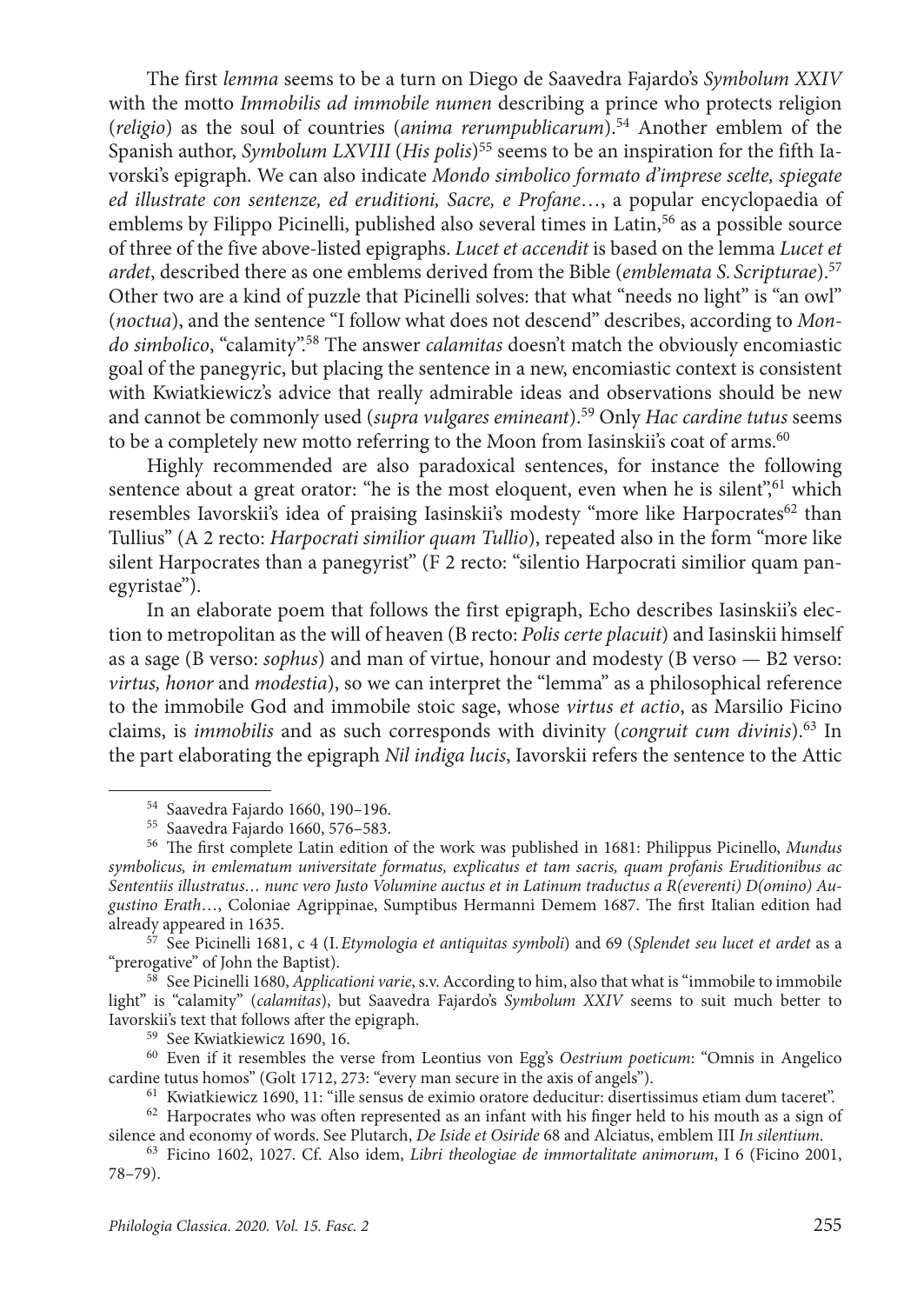The first *lemma* seems to be a turn on Diego de Saavedra Fajardo's *Symbolum XXIV* with the motto *Immobilis ad immobile numen* describing a prince who protects religion (*religio*) as the soul of countries (*anima rerumpublicarum*).[54] Another emblem of the Spanish author, *Symbolum LXVIII* (*His polis*)[55] seems to be an inspiration for the fifth Iavorski's epigraph. We can also indicate *Mondo simbolico formato d'imprese scelte, spiegate ed illustrate con sentenze, ed eruditioni, Sacre, e Profane*…, a popular encyclopaedia of emblems by Filippo Picinelli, published also several times in Latin,[56] as a possible source of three of the five above-listed epigraphs. *Lucet et accendit* is based on the lemma *Lucet et ardet*, described there as one emblems derived from the Bible (*emblemata S. Scripturae*).[57] Other two are a kind of puzzle that Picinelli solves: that what "needs no light" is "an owl" (*noctua*), and the sentence "I follow what does not descend" describes, according to *Mondo simbolico*, "calamity".[58] The answer *calamitas* doesn't match the obviously encomiastic goal of the panegyric, but placing the sentence in a new, encomiastic context is consistent with Kwiatkiewicz's advice that really admirable ideas and observations should be new and cannot be commonly used (*supra vulgares emineant*).[59] Only *Hac cardine tutus* seems to be a completely new motto referring to the Moon from Iasinskii's coat of arms.[60]

Highly recommended are also paradoxical sentences, for instance the following sentence about a great orator: "he is the most eloquent, even when he is silent",[61] which resembles Iavorskii's idea of praising Iasinskii's modesty "more like Harpocrates[62] than Tullius" (A 2 recto: *Harpocrati similior quam Tullio*), repeated also in the form "more like silent Harpocrates than a panegyrist" (F 2 recto: "silentio Harpocrati similior quam panegyristae").

In an elaborate poem that follows the first epigraph, Echo describes Iasinskii's election to metropolitan as the will of heaven (B recto: *Polis certe placuit*) and Iasinskii himself as a sage (B verso: *sophus*) and man of virtue, honour and modesty (B verso — B2 verso: *virtus, honor* and *modestia*), so we can interpret the "lemma" as a philosophical reference to the immobile God and immobile stoic sage, whose *virtus et actio*, as Marsilio Ficino claims, is *immobilis* and as such corresponds with divinity (*congruit cum divinis*).[63] In the part elaborating the epigraph *Nil indiga lucis*, Iavorskii refers the sentence to the Attic

---

[54] Saavedra Fajardo 1660, 190–196.

[55] Saavedra Fajardo 1660, 576–583.

[56] The first complete Latin edition of the work was published in 1681: Philippus Picinello, *Mundus symbolicus, in emlematum universitate formatus, explicatus et tam sacris, quam profanis Eruditionibus ac Sententiis illustratus… nunc vero Justo Volumine auctus et in Latinum traductus a R(everenti) D(omino) Augustino Erath*…, Coloniae Agrippinae, Sumptibus Hermanni Demem 1687. The first Italian edition had already appeared in 1635.

[57] See Picinelli 1681, c 4 (I. *Etymologia et antiquitas symboli*) and 69 (*Splendet seu lucet et ardet* as a "prerogative" of John the Baptist).

[58] See Picinelli 1680, *Applicationi varie*, s.v. According to him, also that what is "immobile to immobile light" is "calamity" (*calamitas*), but Saavedra Fajardo's *Symbolum XXIV* seems to suit much better to Iavorskii's text that follows after the epigraph.

[59] See Kwiatkiewicz 1690, 16.

[60] Even if it resembles the verse from Leontius von Egg's *Oestrium poeticum*: "Omnis in Angelico cardine tutus homos" (Golt 1712, 273: "every man secure in the axis of angels").

[61] Kwiatkiewicz 1690, 11: "ille sensus de eximio oratore deducitur: disertissimus etiam dum taceret".

[62] Harpocrates who was often represented as an infant with his finger held to his mouth as a sign of silence and economy of words. See Plutarch, *De Iside et Osiride* 68 and Alciatus, emblem III *In silentium*.

[63] Ficino 1602, 1027. Cf. Also idem, *Libri theologiae de immortalitate animorum*, I 6 (Ficino 2001, 78–79).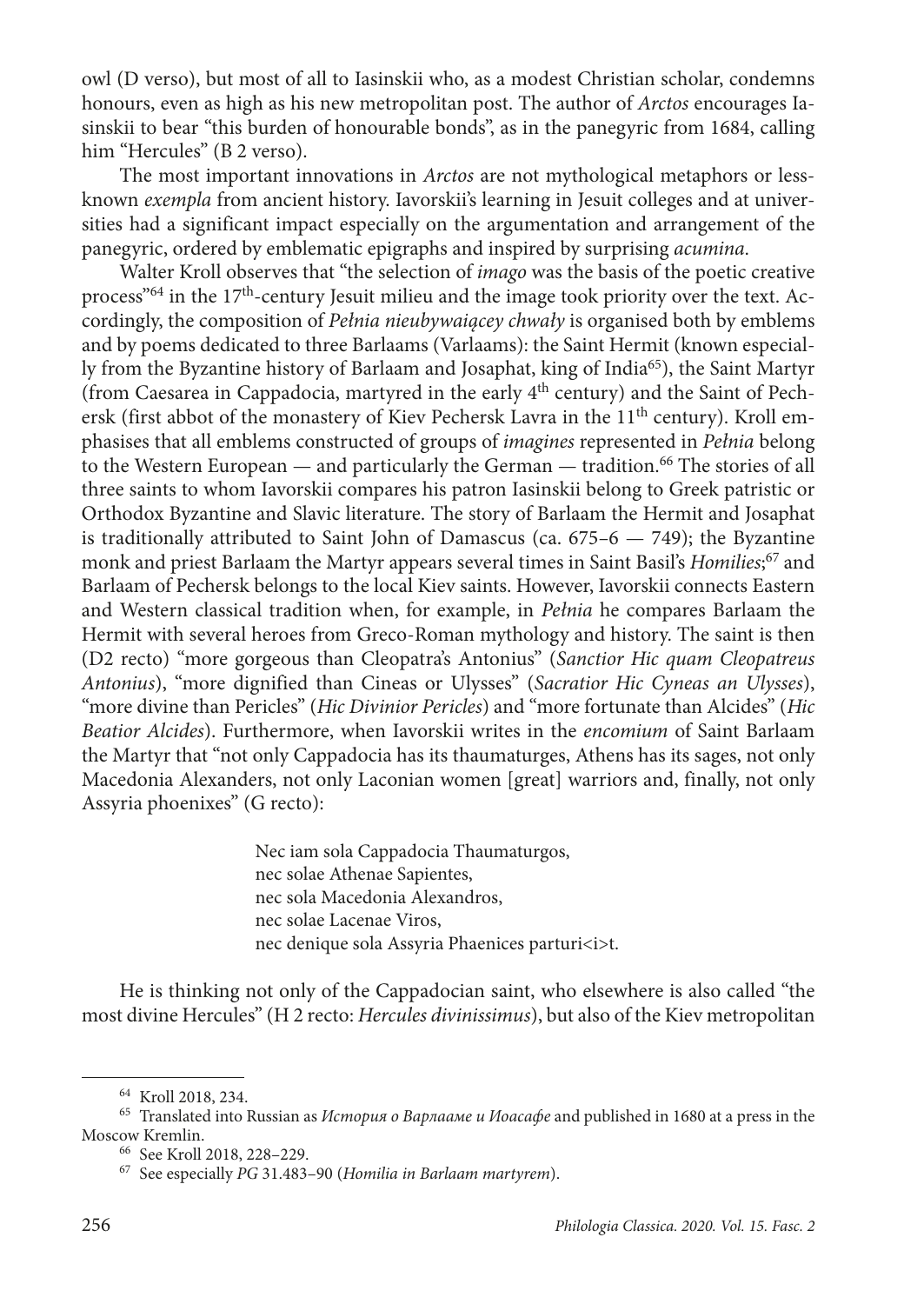owl (D verso), but most of all to Iasinskii who, as a modest Christian scholar, condemns honours, even as high as his new metropolitan post. The author of *Arctos* encourages Iasinskii to bear "this burden of honourable bonds", as in the panegyric from 1684, calling him "Hercules" (B 2 verso).

The most important innovations in *Arctos* are not mythological metaphors or less-known *exempla* from ancient history. Iavorskii's learning in Jesuit colleges and at universities had a significant impact especially on the argumentation and arrangement of the panegyric, ordered by emblematic epigraphs and inspired by surprising *acumina*.

Walter Kroll observes that "the selection of *imago* was the basis of the poetic creative process"[64] in the 17th-century Jesuit milieu and the image took priority over the text. Accordingly, the composition of *Pełnia nieubywaiącey chwały* is organised both by emblems and by poems dedicated to three Barlaams (Varlaams): the Saint Hermit (known especially from the Byzantine history of Barlaam and Josaphat, king of India[65]), the Saint Martyr (from Caesarea in Cappadocia, martyred in the early 4th century) and the Saint of Pechersk (first abbot of the monastery of Kiev Pechersk Lavra in the 11th century). Kroll emphasises that all emblems constructed of groups of *imagines* represented in *Pełnia* belong to the Western European — and particularly the German — tradition.[66] The stories of all three saints to whom Iavorskii compares his patron Iasinskii belong to Greek patristic or Orthodox Byzantine and Slavic literature. The story of Barlaam the Hermit and Josaphat is traditionally attributed to Saint John of Damascus (ca. 675–6 — 749); the Byzantine monk and priest Barlaam the Martyr appears several times in Saint Basil's *Homilies*;[67] and Barlaam of Pechersk belongs to the local Kiev saints. However, Iavorskii connects Eastern and Western classical tradition when, for example, in *Pełnia* he compares Barlaam the Hermit with several heroes from Greco-Roman mythology and history. The saint is then (D2 recto) "more gorgeous than Cleopatra's Antonius" (*Sanctior Hic quam Cleopatreus Antonius*), "more dignified than Cineas or Ulysses" (*Sacratior Hic Cyneas an Ulysses*), "more divine than Pericles" (*Hic Divinior Pericles*) and "more fortunate than Alcides" (*Hic Beatior Alcides*). Furthermore, when Iavorskii writes in the *encomium* of Saint Barlaam the Martyr that "not only Cappadocia has its thaumaturges, Athens has its sages, not only Macedonia Alexanders, not only Laconian women [great] warriors and, finally, not only Assyria phoenixes" (G recto):

> Nec iam sola Cappadocia Thaumaturgos,  
> nec solae Athenae Sapientes,  
> nec sola Macedonia Alexandros,  
> nec solae Lacenae Viros,  
> nec denique sola Assyria Phaenices parturi<i>t.

He is thinking not only of the Cappadocian saint, who elsewhere is also called "the most divine Hercules" (H 2 recto: *Hercules divinissimus*), but also of the Kiev metropolitan

---

[64] Kroll 2018, 234.

[65] Translated into Russian as *История о Варлааме и Иоасафе* and published in 1680 at a press in the Moscow Kremlin.

[66] See Kroll 2018, 228–229.

[67] See especially *PG* 31.483–90 (*Homilia in Barlaam martyrem*).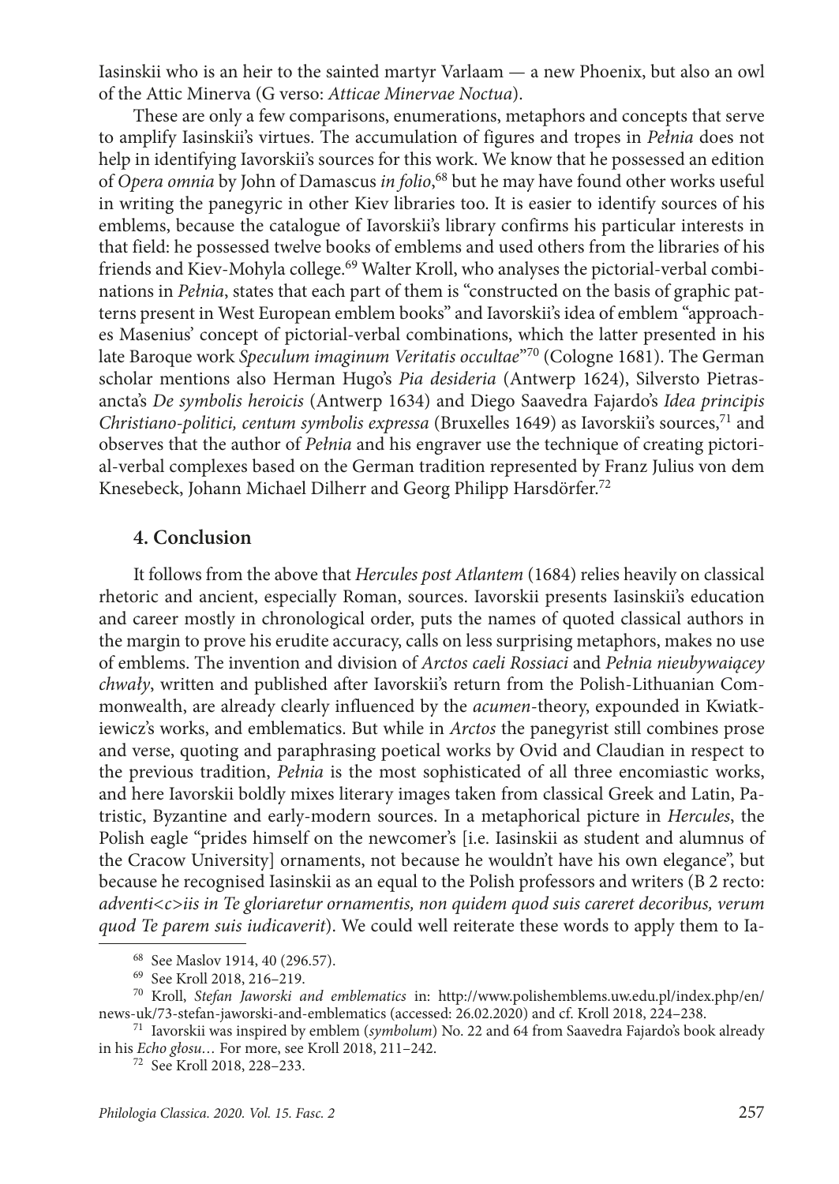Iasinskii who is an heir to the sainted martyr Varlaam — a new Phoenix, but also an owl of the Attic Minerva (G verso: *Atticae Minervae Noctua*).

These are only a few comparisons, enumerations, metaphors and concepts that serve to amplify Iasinskii's virtues. The accumulation of figures and tropes in *Pełnia* does not help in identifying Iavorskii's sources for this work. We know that he possessed an edition of *Opera omnia* by John of Damascus *in folio*,[68] but he may have found other works useful in writing the panegyric in other Kiev libraries too. It is easier to identify sources of his emblems, because the catalogue of Iavorskii's library confirms his particular interests in that field: he possessed twelve books of emblems and used others from the libraries of his friends and Kiev-Mohyla college.[69] Walter Kroll, who analyses the pictorial-verbal combinations in *Pełnia*, states that each part of them is "constructed on the basis of graphic patterns present in West European emblem books" and Iavorskii's idea of emblem "approaches Masenius' concept of pictorial-verbal combinations, which the latter presented in his late Baroque work *Speculum imaginum Veritatis occultae*"[70] (Cologne 1681). The German scholar mentions also Herman Hugo's *Pia desideria* (Antwerp 1624), Silversto Pietrasancta's *De symbolis heroicis* (Antwerp 1634) and Diego Saavedra Fajardo's *Idea principis Christiano-politici, centum symbolis expressa* (Bruxelles 1649) as Iavorskii's sources,[71] and observes that the author of *Pełnia* and his engraver use the technique of creating pictorial-verbal complexes based on the German tradition represented by Franz Julius von dem Knesebeck, Johann Michael Dilherr and Georg Philipp Harsdörfer.[72]

## 4. Conclusion

It follows from the above that *Hercules post Atlantem* (1684) relies heavily on classical rhetoric and ancient, especially Roman, sources. Iavorskii presents Iasinskii's education and career mostly in chronological order, puts the names of quoted classical authors in the margin to prove his erudite accuracy, calls on less surprising metaphors, makes no use of emblems. The invention and division of *Arctos caeli Rossiaci* and *Pełnia nieubywającey chwały*, written and published after Iavorskii's return from the Polish-Lithuanian Commonwealth, are already clearly influenced by the *acumen*-theory, expounded in Kwiatkiewicz's works, and emblematics. But while in *Arctos* the panegyrist still combines prose and verse, quoting and paraphrasing poetical works by Ovid and Claudian in respect to the previous tradition, *Pełnia* is the most sophisticated of all three encomiastic works, and here Iavorskii boldly mixes literary images taken from classical Greek and Latin, Patristic, Byzantine and early-modern sources. In a metaphorical picture in *Hercules*, the Polish eagle "prides himself on the newcomer's [i.e. Iasinskii as student and alumnus of the Cracow University] ornaments, not because he wouldn't have his own elegance", but because he recognised Iasinskii as an equal to the Polish professors and writers (B 2 recto: *adventi<c>iis in Te gloriaretur ornamentis, non quidem quod suis careret decoribus, verum quod Te parem suis iudicaverit*). We could well reiterate these words to apply them to Ia-

---

[68] See Maslov 1914, 40 (296.57).

[69] See Kroll 2018, 216–219.

[70] Kroll, *Stefan Jaworski and emblematics* in: http://www.polishemblems.uw.edu.pl/index.php/en/news-uk/73-stefan-jaworski-and-emblematics (accessed: 26.02.2020) and cf. Kroll 2018, 224–238.

[71] Iavorskii was inspired by emblem (*symbolum*) No. 22 and 64 from Saavedra Fajardo's book already in his *Echo głosu…* For more, see Kroll 2018, 211–242.

[72] See Kroll 2018, 228–233.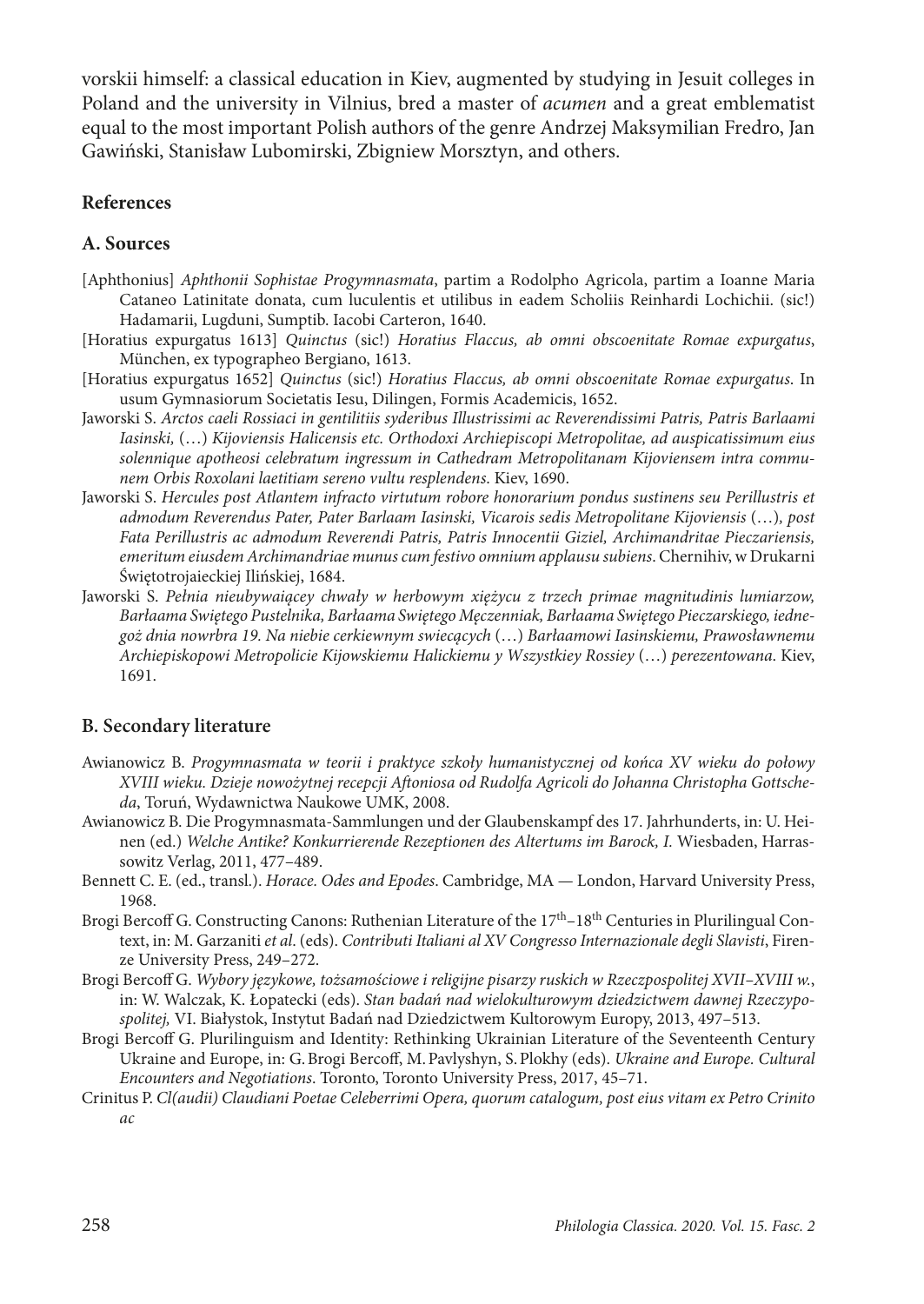vorskii himself: a classical education in Kiev, augmented by studying in Jesuit colleges in Poland and the university in Vilnius, bred a master of *acumen* and a great emblematist equal to the most important Polish authors of the genre Andrzej Maksymilian Fredro, Jan Gawiński, Stanisław Lubomirski, Zbigniew Morsztyn, and others.

## References

### A. Sources

[Aphthonius] *Aphthonii Sophistae Progymnasmata*, partim a Rodolpho Agricola, partim a Ioanne Maria Cataneo Latinitate donata, cum luculentis et utilibus in eadem Scholiis Reinhardi Lochichii. (sic!) Hadamarii, Lugduni, Sumptib. Iacobi Carteron, 1640.

[Horatius expurgatus 1613] *Quinctus* (sic!) *Horatius Flaccus, ab omni obscoenitate Romae expurgatus*, München, ex typographeo Bergiano, 1613.

[Horatius expurgatus 1652] *Quinctus* (sic!) *Horatius Flaccus, ab omni obscoenitate Romae expurgatus*. In usum Gymnasiorum Societatis Iesu, Dilingen, Formis Academicis, 1652.

Jaworski S. *Arctos caeli Rossiaci in gentilitiis syderibus Illustrissimi ac Reverendissimi Patris, Patris Barlaami Iasinski,* (…) *Kijoviensis Halicensis etc. Orthodoxi Archiepiscopi Metropolitae, ad auspicatissimum eius solennique apotheosi celebratum ingressum in Cathedram Metropolitanam Kijoviensem intra communem Orbis Roxolani laetitiam sereno vultu resplendens*. Kiev, 1690.

Jaworski S. *Hercules post Atlantem infracto virtutum robore honorarium pondus sustinens seu Perillustris et admodum Reverendus Pater, Pater Barlaam Iasinski, Vicarois sedis Metropolitane Kijoviensis* (…)*, post Fata Perillustris ac admodum Reverendi Patris, Patris Innocentii Giziel, Archimandritae Pieczariensis, emeritum eiusdem Archimandriae munus cum festivo omnium applausu subiens*. Chernihiv, w Drukarni Świętotrojaieckiej Ilińskiej, 1684.

Jaworski S. *Pełnia nieubywaiącey chwały w herbowym xiężycu z trzech primae magnitudinis lumiarzow, Bałaama Swiętego Pustelnika, Bałaama Swiętego Męczenniak, Bałaama Swiętego Pieczarskiego, iednegoż dnia nowrbra 19. Na niebie cerkiewnym swiecących* (…) *Bałaamowi Iasinskiemu, Prawosławnemu Archiepiskopowi Metropolicie Kijowskiemu Halickiemu y Wszystkiey Rossiey* (…) *perezentowana*. Kiev, 1691.

### B. Secondary literature

Awianowicz B. *Progymnasmata w teorii i praktyce szkoły humanistycznej od końca XV wieku do połowy XVIII wieku. Dzieje nowożytnej recepcji Aftoniosa od Rudolfa Agricoli do Johanna Christopha Gottscheda*, Toruń, Wydawnictwa Naukowe UMK, 2008.

Awianowicz B. Die Progymnasmata-Sammlungen und der Glaubenskampf des 17. Jahrhunderts, in: U. Heinen (ed.) *Welche Antike? Konkurrierende Rezeptionen des Altertums im Barock, I.* Wiesbaden, Harrassowitz Verlag, 2011, 477–489.

Bennett C. E. (ed., transl.). *Horace. Odes and Epodes*. Cambridge, MA — London, Harvard University Press, 1968.

Brogi Bercoff G. Constructing Canons: Ruthenian Literature of the 17th–18th Centuries in Plurilingual Context, in: M. Garzaniti *et al*. (eds). *Contributi Italiani al XV Congresso Internazionale degli Slavisti*, Firenze University Press, 249–272.

Brogi Bercoff G. *Wybory językowe, tożsamościowe i religijne pisarzy ruskich w Rzeczpospolitej XVII–XVIII w.*, in: W. Walczak, K. Łopatecki (eds). *Stan badań nad wielokulturowym dziedzictwem dawnej Rzeczypospolitej,* VI. Białystok, Instytut Badań nad Dziedzictwem Kultorowym Europy, 2013, 497–513.

Brogi Bercoff G. Plurilinguism and Identity: Rethinking Ukrainian Literature of the Seventeenth Century Ukraine and Europe, in: G. Brogi Bercoff, M. Pavlyshyn, S. Plokhy (eds). *Ukraine and Europe. Cultural Encounters and Negotiations*. Toronto, Toronto University Press, 2017, 45–71.

Crinitus P. *Cl(audii) Claudiani Poetae Celeberrimi Opera, quorum catalogum, post eius vitam ex Petro Crinito ac*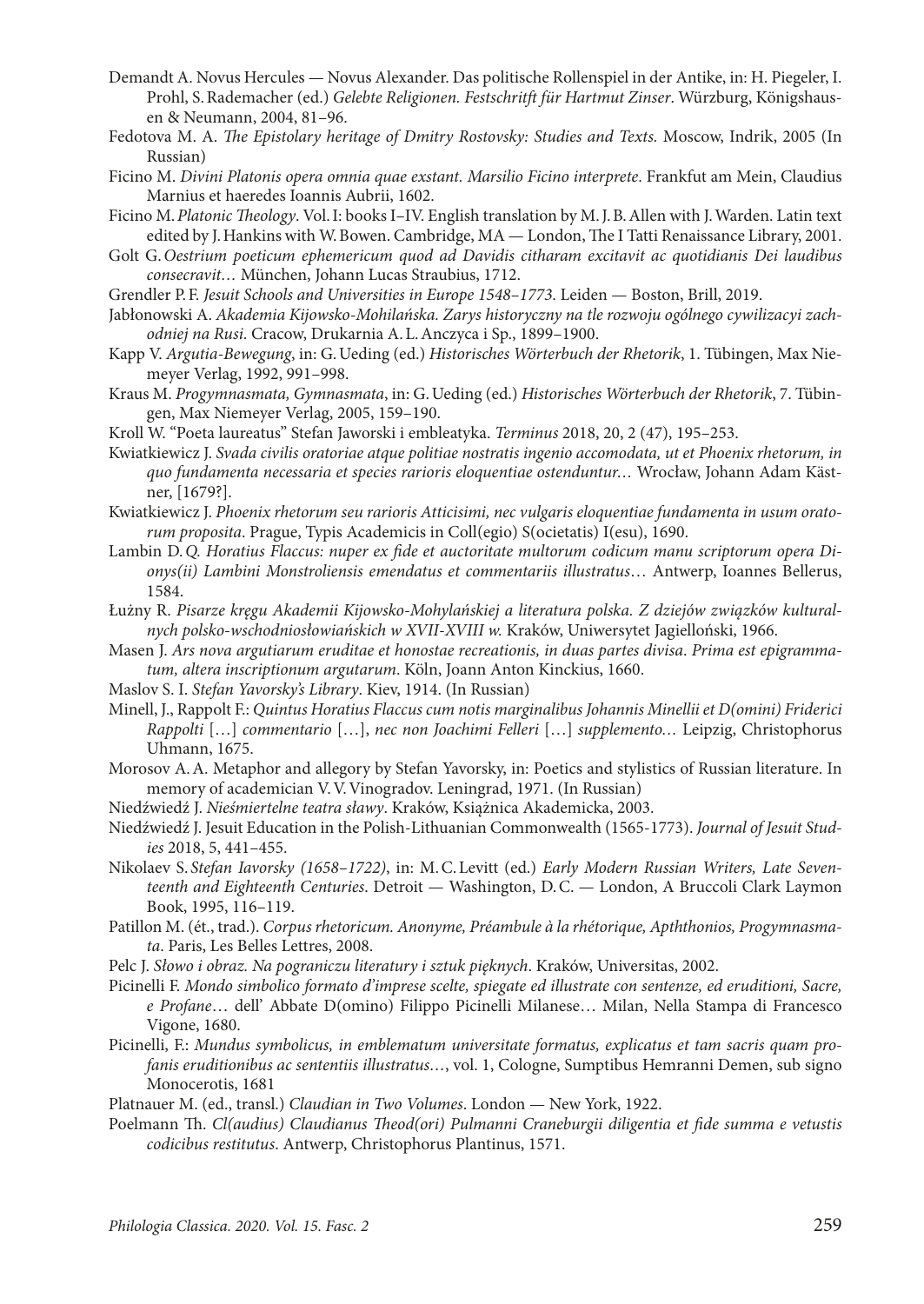Demandt A. Novus Hercules — Novus Alexander. Das politische Rollenspiel in der Antike, in: H. Piegeler, I. Prohl, S. Rademacher (ed.) *Gelebte Religionen. Festschritft für Hartmut Zinser*. Würzburg, Königshausen & Neumann, 2004, 81–96.

Fedotova M. A. *The Epistolary heritage of Dmitry Rostovsky: Studies and Texts.* Moscow, Indrik, 2005 (In Russian)

Ficino M. *Divini Platonis opera omnia quae exstant. Marsilio Ficino interprete*. Frankfut am Mein, Claudius Marnius et haeredes Ioannis Aubrii, 1602.

Ficino M. *Platonic Theology*. Vol. I: books I–IV. English translation by M. J. B. Allen with J. Warden. Latin text edited by J. Hankins with W. Bowen. Cambridge, MA — London, The I Tatti Renaissance Library, 2001.

Golt G. *Oestrium poeticum ephemericum quod ad Davidis citharam excitavit ac quotidianis Dei laudibus consecravit…* München, Johann Lucas Straubius, 1712.

Grendler P. F. *Jesuit Schools and Universities in Europe 1548–1773*. Leiden — Boston, Brill, 2019.

Jabłonowski A. *Akademia Kijowsko-Mohilańska. Zarys historyczny na tle rozwoju ogólnego cywilizacyi zachodniej na Rusi*. Cracow, Drukarnia A. L. Anczyca i Sp., 1899–1900.

Kapp V. *Argutia-Bewegung*, in: G. Ueding (ed.) *Historisches Wörterbuch der Rhetorik*, 1. Tübingen, Max Niemeyer Verlag, 1992, 991–998.

Kraus M. *Progymnasmata, Gymnasmata*, in: G. Ueding (ed.) *Historisches Wörterbuch der Rhetorik*, 7. Tübingen, Max Niemeyer Verlag, 2005, 159–190.

Kroll W. "Poeta laureatus" Stefan Jaworski i embleatyka. *Terminus* 2018, 20, 2 (47), 195–253.

Kwiatkiewicz J. *Svada civilis oratoriae atque politiae nostratis ingenio accomodata, ut et Phoenix rhetorum, in quo fundamenta necessaria et species rarioris eloquentiae ostenduntur…* Wrocław, Johann Adam Kästner, [1679?].

Kwiatkiewicz J. *Phoenix rhetorum seu rarioris Atticisimi, nec vulgaris eloquentiae fundamenta in usum oratorum proposita*. Prague, Typis Academicis in Coll(egio) S(ocietatis) I(esu), 1690.

Lambin D. *Q. Horatius Flaccus: nuper ex fide et auctoritate multorum codicum manu scriptorum opera Dionys(ii) Lambini Monstroliensis emendatus et commentariis illustratus*… Antwerp, Ioannes Bellerus, 1584.

Łużny R. *Pisarze kręgu Akademii Kijowsko-Mohylańskiej a literatura polska. Z dziejów związków kulturalnych polsko-wschodniosłowiańskich w XVII-XVIII w.* Kraków, Uniwersytet Jagielloński, 1966.

Masen J. *Ars nova argutiarum eruditae et honostae recreationis, in duas partes divisa*. *Prima est epigrammatum, altera inscriptionum argutarum*. Köln, Joann Anton Kinckius, 1660.

Maslov S. I. *Stefan Yavorsky's Library*. Kiev, 1914. (In Russian)

Minell, J., Rappolt F.: *Quintus Horatius Flaccus cum notis marginalibus Johannis Minellii et D(omini) Friderici Rappolti* […] *commentario* […], *nec non Joachimi Felleri* […] *supplemento…* Leipzig, Christophorus Uhmann, 1675.

Morosov A. A. Metaphor and allegory by Stefan Yavorsky, in: Poetics and stylistics of Russian literature. In memory of academician V. V. Vinogradov. Leningrad, 1971. (In Russian)

Niedźwiedź J. *Nieśmiertelne teatra sławy*. Kraków, Książnica Akademicka, 2003.

Niedźwiedź J. Jesuit Education in the Polish-Lithuanian Commonwealth (1565-1773). *Journal of Jesuit Studies* 2018, 5, 441–455.

Nikolaev S. *Stefan Iavorsky (1658–1722)*, in: M. C. Levitt (ed.) *Early Modern Russian Writers, Late Seventeenth and Eighteenth Centuries*. Detroit — Washington, D. C. — London, A Bruccoli Clark Laymon Book, 1995, 116–119.

Patillon M. (ét., trad.). *Corpus rhetoricum. Anonyme, Préambule à la rhétorique, Aptht­honios, Progymnasmata*. Paris, Les Belles Lettres, 2008.

Pelc J. *Słowo i obraz. Na pograniczu literatury i sztuk pięknych*. Kraków, Universitas, 2002.

Picinelli F. *Mondo simbolico formato d'imprese scelte, spiegate ed illustrate con sentenze, ed eruditioni, Sacre, e Profane*… dell' Abbate D(omino) Filippo Picinelli Milanese… Milan, Nella Stampa di Francesco Vigone, 1680.

Picinelli, F.: *Mundus symbolicus, in emblematum universitate formatus, explicatus et tam sacris quam profanis eruditionibus ac sententiis illustratus…*, vol. 1, Cologne, Sumptibus Hemranni Demen, sub signo Monocerotis, 1681

Platnauer M. (ed., transl.) *Claudian in Two Volumes*. London — New York, 1922.

Poelmann Th. *Cl(audius) Claudianus Theod(ori) Pulmanni Craneburgii diligentia et fide summa e vetustis codicibus restitutus*. Antwerp, Christophorus Plantinus, 1571.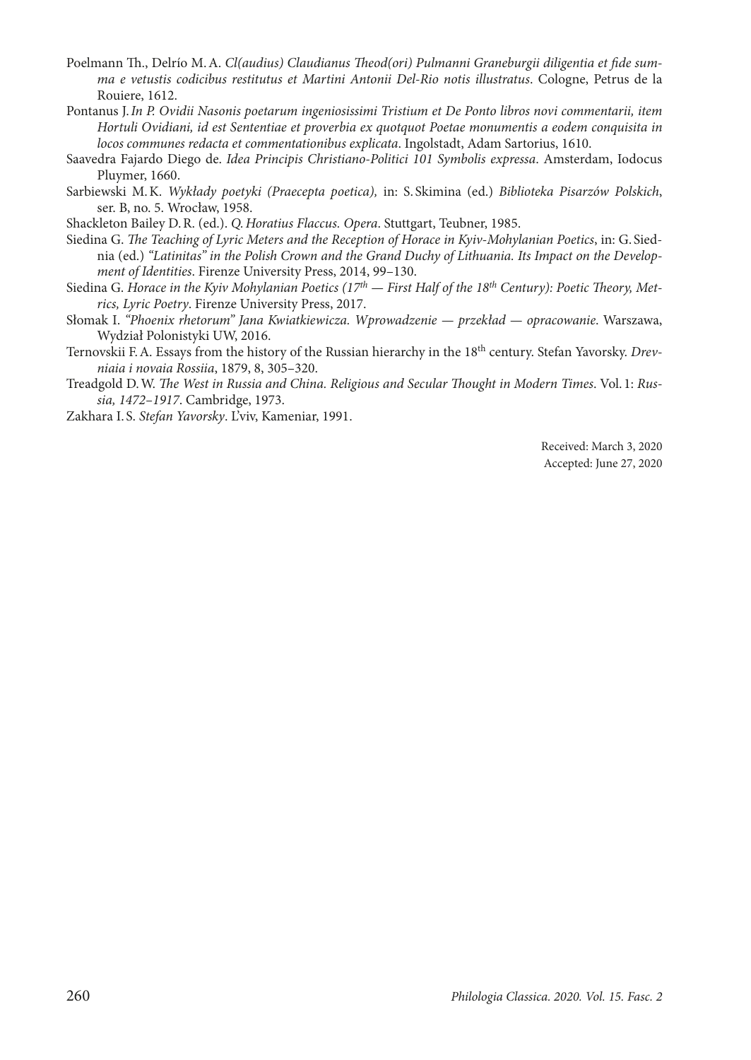Poelmann Th., Delrío M. A. *Cl(audius) Claudianus Theod(ori) Pulmanni Graneburgii diligentia et fide summa e vetustis codicibus restitutus et Martini Antonii Del-Rio notis illustratus*. Cologne, Petrus de la Rouiere, 1612.

Pontanus J. *In P. Ovidii Nasonis poetarum ingeniosissimi Tristium et De Ponto libros novi commentarii, item Hortuli Ovidiani, id est Sententiae et proverbia ex quotquot Poetae monumentis a eodem conquisita in locos communes redacta et commentationibus explicata*. Ingolstadt, Adam Sartorius, 1610.

Saavedra Fajardo Diego de. *Idea Principis Christiano-Politici 101 Symbolis expressa*. Amsterdam, Iodocus Pluymer, 1660.

Sarbiewski M. K. *Wykłady poetyki (Praecepta poetica),* in: S. Skimina (ed.) *Biblioteka Pisarzów Polskich*, ser. B, no. 5. Wrocław, 1958.

Shackleton Bailey D. R. (ed.). *Q. Horatius Flaccus. Opera*. Stuttgart, Teubner, 1985.

Siedina G. *The Teaching of Lyric Meters and the Reception of Horace in Kyiv-Mohylanian Poetics*, in: G. Siednia (ed.) *"Latinitas" in the Polish Crown and the Grand Duchy of Lithuania. Its Impact on the Development of Identities*. Firenze University Press, 2014, 99–130.

Siedina G. *Horace in the Kyiv Mohylanian Poetics (17th — First Half of the 18th Century): Poetic Theory, Metrics, Lyric Poetry*. Firenze University Press, 2017.

Słomak I. *"Phoenix rhetorum" Jana Kwiatkiewicza. Wprowadzenie — przekład — opracowanie*. Warszawa, Wydział Polonistyki UW, 2016.

Ternovskii F. A. Essays from the history of the Russian hierarchy in the 18th century. Stefan Yavorsky. *Drevniaia i novaia Rossiia*, 1879, 8, 305–320.

Treadgold D. W. *The West in Russia and China. Religious and Secular Thought in Modern Times*. Vol. 1: *Russia, 1472–1917*. Cambridge, 1973.

Zakhara I. S. *Stefan Yavorsky*. L'viv, Kameniar, 1991.

Received: March 3, 2020
Accepted: June 27, 2020